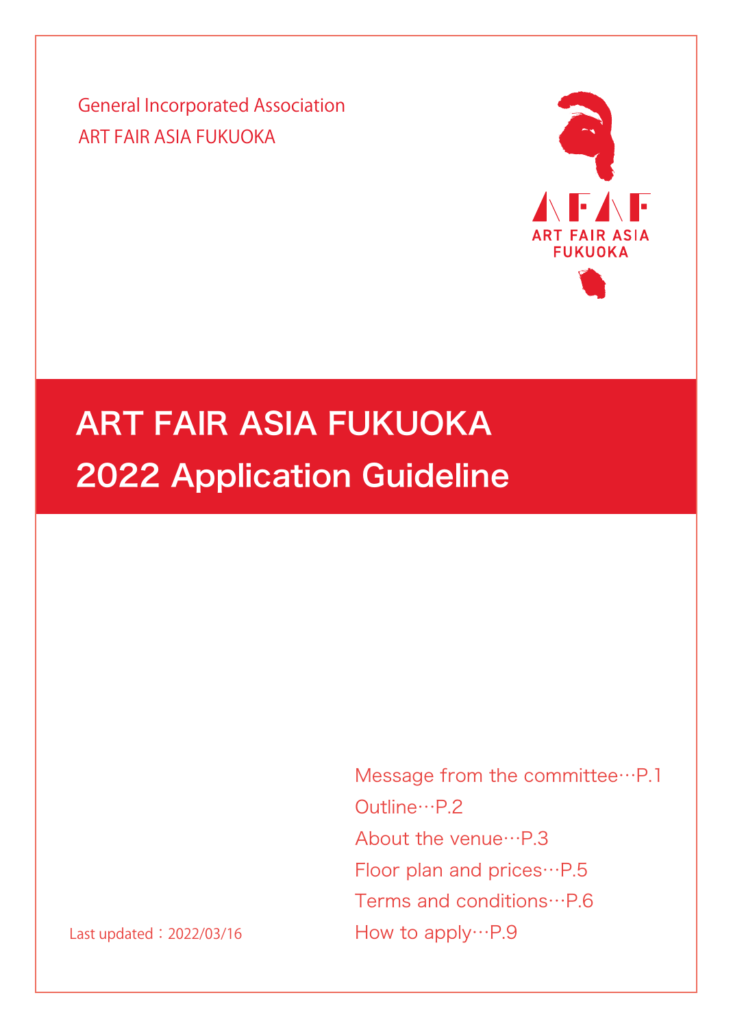General Incorporated Association
ART FAIR ASIA FUKUOKA

ART FAIR ASIA FUKUOKA

# ART FAIR ASIA FUKUOKA
# 2022 Application Guideline

Message from the committee…P.1
Outline…P.2
About the venue…P.3
Floor plan and prices…P.5
Terms and conditions…P.6
How to apply…P.9

Last updated：2022/03/16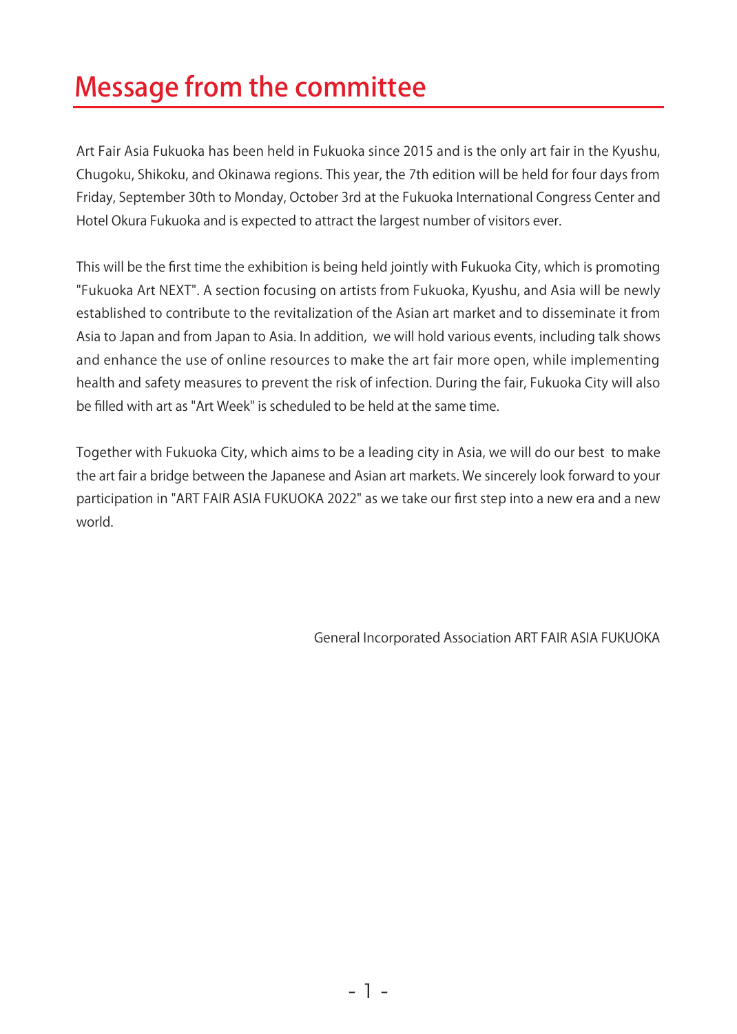# Message from the committee

Art Fair Asia Fukuoka has been held in Fukuoka since 2015 and is the only art fair in the Kyushu, Chugoku, Shikoku, and Okinawa regions. This year, the 7th edition will be held for four days from Friday, September 30th to Monday, October 3rd at the Fukuoka International Congress Center and Hotel Okura Fukuoka and is expected to attract the largest number of visitors ever.

This will be the first time the exhibition is being held jointly with Fukuoka City, which is promoting "Fukuoka Art NEXT". A section focusing on artists from Fukuoka, Kyushu, and Asia will be newly established to contribute to the revitalization of the Asian art market and to disseminate it from Asia to Japan and from Japan to Asia. In addition, we will hold various events, including talk shows and enhance the use of online resources to make the art fair more open, while implementing health and safety measures to prevent the risk of infection. During the fair, Fukuoka City will also be filled with art as "Art Week" is scheduled to be held at the same time.

Together with Fukuoka City, which aims to be a leading city in Asia, we will do our best to make the art fair a bridge between the Japanese and Asian art markets. We sincerely look forward to your participation in "ART FAIR ASIA FUKUOKA 2022" as we take our first step into a new era and a new world.

General Incorporated Association ART FAIR ASIA FUKUOKA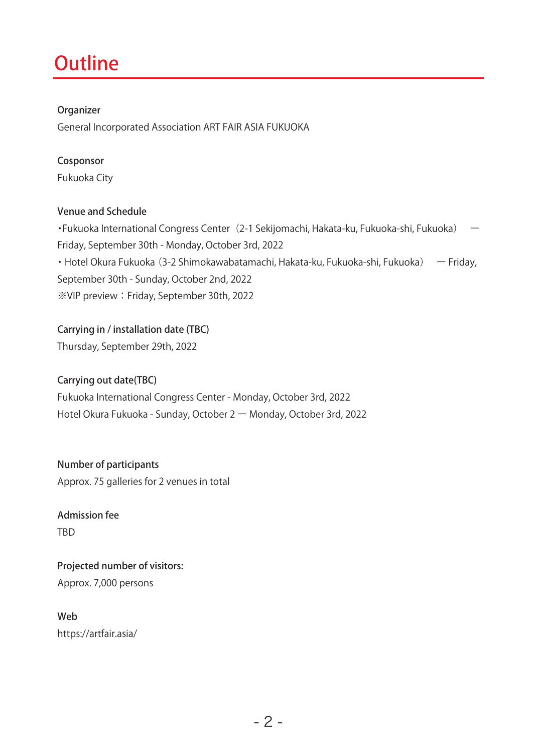# Outline

**Organizer**

General Incorporated Association ART FAIR ASIA FUKUOKA

**Cosponsor**

Fukuoka City

**Venue and Schedule**

・Fukuoka International Congress Center（2-1 Sekijomachi, Hakata-ku, Fukuoka-shi, Fukuoka）　— Friday, September 30th - Monday, October 3rd, 2022

・Hotel Okura Fukuoka（3-2 Shimokawabatamachi, Hakata-ku, Fukuoka-shi, Fukuoka）　— Friday, September 30th - Sunday, October 2nd, 2022

※VIP preview：Friday, September 30th, 2022

**Carrying in / installation date (TBC)**

Thursday, September 29th, 2022

**Carrying out date(TBC)**

Fukuoka International Congress Center - Monday, October 3rd, 2022

Hotel Okura Fukuoka - Sunday, October 2 — Monday, October 3rd, 2022

**Number of participants**

Approx. 75 galleries for 2 venues in total

**Admission fee**

TBD

**Projected number of visitors:**

Approx. 7,000 persons

**Web**

https://artfair.asia/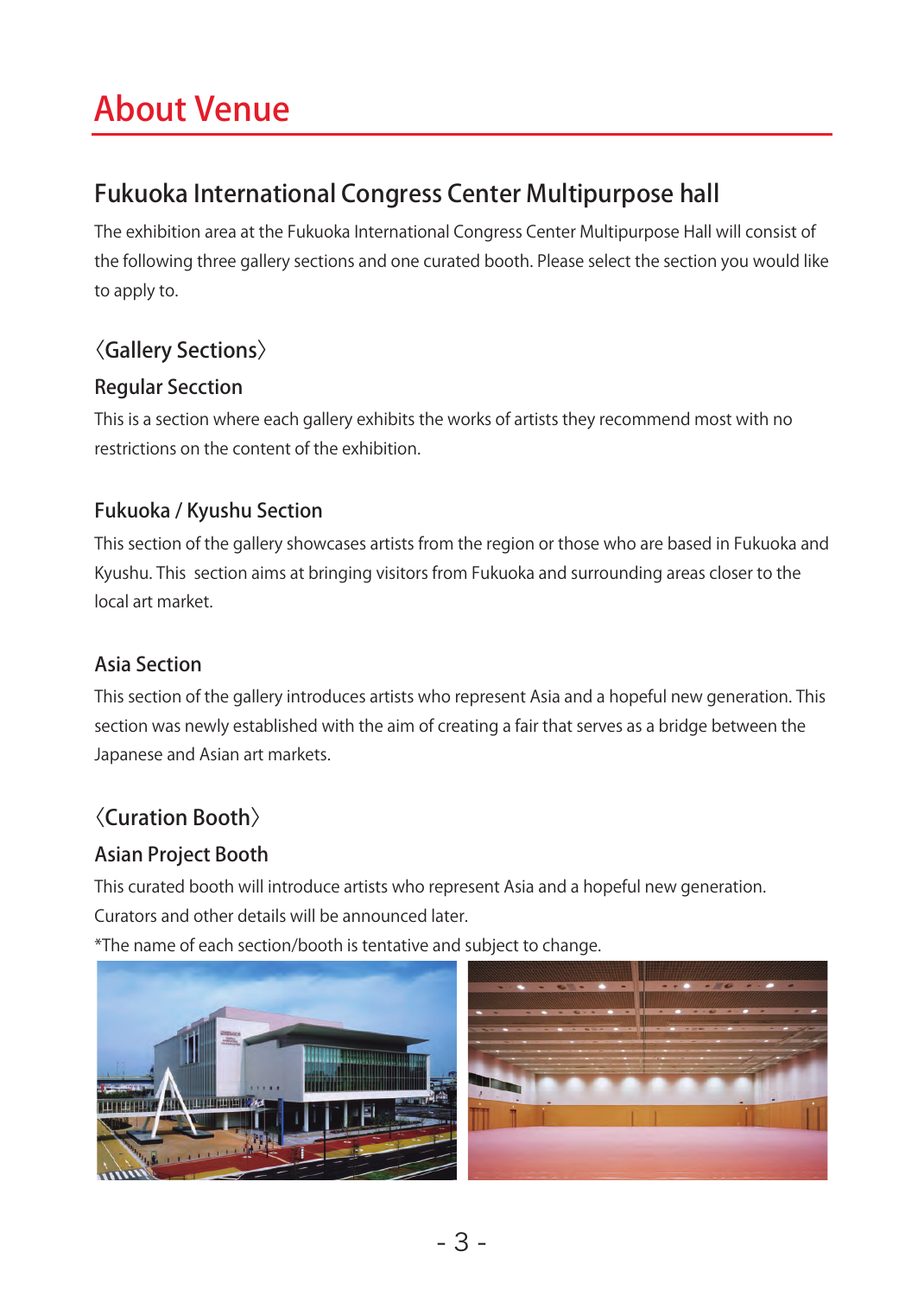# About Venue

## Fukuoka International Congress Center Multipurpose hall

The exhibition area at the Fukuoka International Congress Center Multipurpose Hall will consist of the following three gallery sections and one curated booth. Please select the section you would like to apply to.

### 〈Gallery Sections〉

#### Regular Secction

This is a section where each gallery exhibits the works of artists they recommend most with no restrictions on the content of the exhibition.

#### Fukuoka / Kyushu Section

This section of the gallery showcases artists from the region or those who are based in Fukuoka and Kyushu. This  section aims at bringing visitors from Fukuoka and surrounding areas closer to the local art market.

#### Asia Section

This section of the gallery introduces artists who represent Asia and a hopeful new generation. This section was newly established with the aim of creating a fair that serves as a bridge between the Japanese and Asian art markets.

### 〈Curation Booth〉

#### Asian Project Booth

This curated booth will introduce artists who represent Asia and a hopeful new generation. Curators and other details will be announced later.

*The name of each section/booth is tentative and subject to change.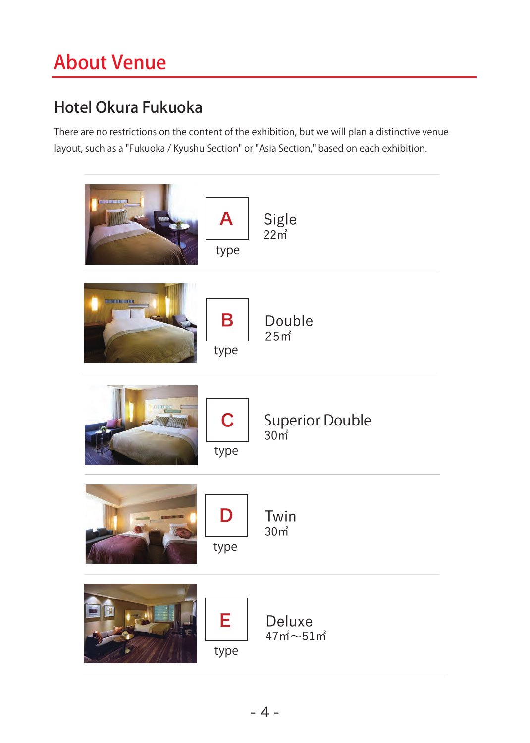# About Venue

## Hotel Okura Fukuoka

There are no restrictions on the content of the exhibition, but we will plan a distinctive venue layout, such as a "Fukuoka / Kyushu Section" or "Asia Section," based on each exhibition.

| Type | Room | Size |
|---|---|---|
| A type | Sigle | 22㎡ |
| B type | Double | 25㎡ |
| C type | Superior Double | 30㎡ |
| D type | Twin | 30㎡ |
| E type | Deluxe | 47㎡～51㎡ |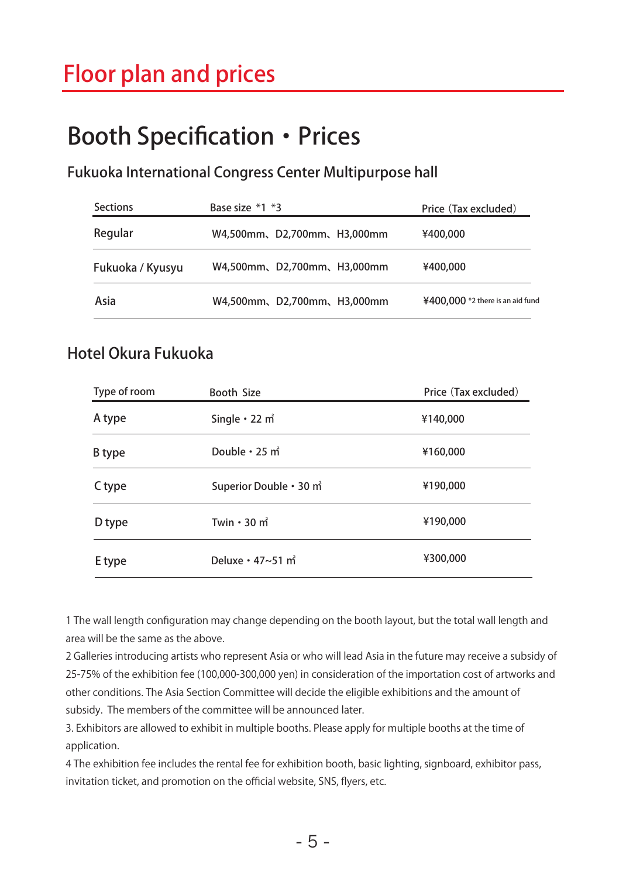# Floor plan and prices

## Booth Specification・Prices

### Fukuoka International Congress Center Multipurpose hall

| Sections | Base size *1 *3 | Price（Tax excluded） |
|---|---|---|
| Regular | W4,500mm、D2,700mm、H3,000mm | ¥400,000 |
| Fukuoka / Kyusyu | W4,500mm、D2,700mm、H3,000mm | ¥400,000 |
| Asia | W4,500mm、D2,700mm、H3,000mm | ¥400,000 *2 there is an aid fund |

### Hotel Okura Fukuoka

| Type of room | Booth Size | Price（Tax excluded） |
|---|---|---|
| A type | Single・22 ㎡ | ¥140,000 |
| B type | Double・25 ㎡ | ¥160,000 |
| C type | Superior Double・30 ㎡ | ¥190,000 |
| D type | Twin・30 ㎡ | ¥190,000 |
| E type | Deluxe・47~51 ㎡ | ¥300,000 |

1 The wall length configuration may change depending on the booth layout, but the total wall length and area will be the same as the above.

2 Galleries introducing artists who represent Asia or who will lead Asia in the future may receive a subsidy of 25-75% of the exhibition fee (100,000-300,000 yen) in consideration of the importation cost of artworks and other conditions. The Asia Section Committee will decide the eligible exhibitions and the amount of subsidy. The members of the committee will be announced later.

3. Exhibitors are allowed to exhibit in multiple booths. Please apply for multiple booths at the time of application.

4 The exhibition fee includes the rental fee for exhibition booth, basic lighting, signboard, exhibitor pass, invitation ticket, and promotion on the official website, SNS, flyers, etc.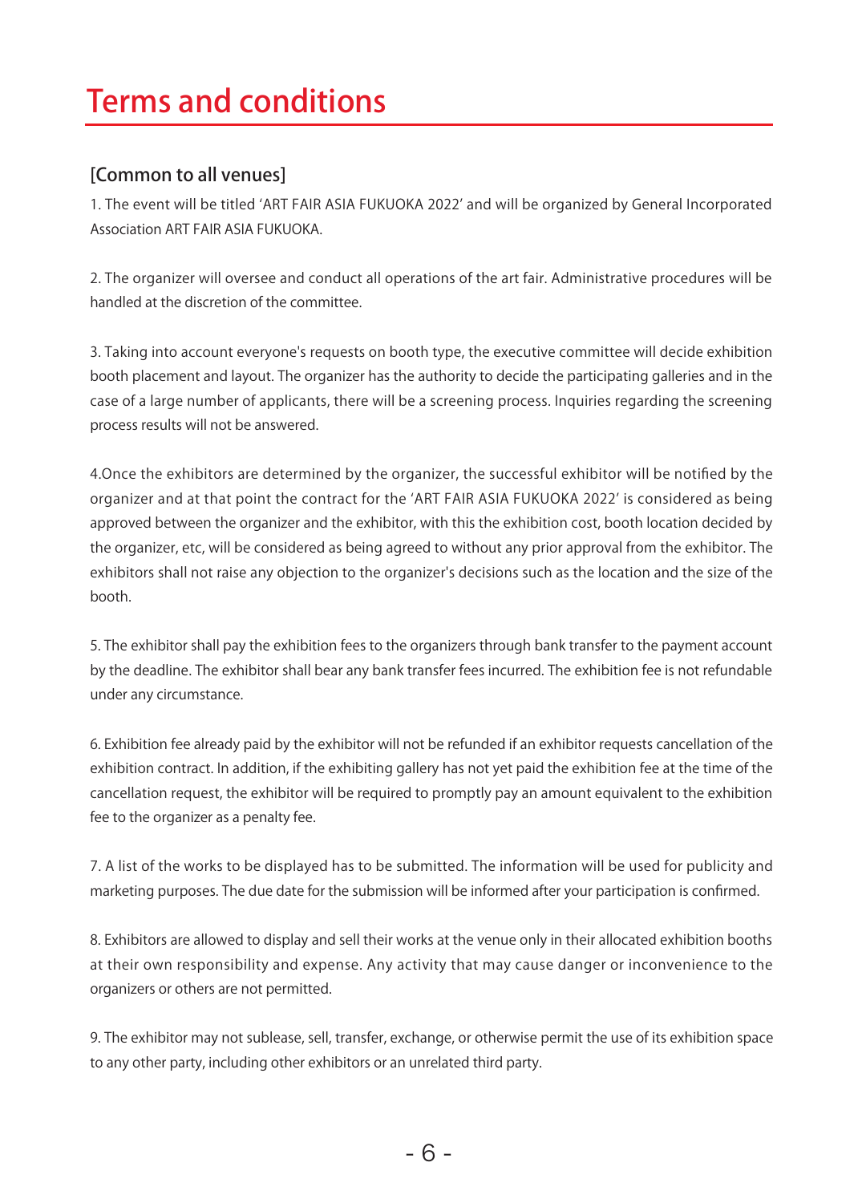# Terms and conditions

## [Common to all venues]

1. The event will be titled ‘ART FAIR ASIA FUKUOKA 2022’ and will be organized by General Incorporated Association ART FAIR ASIA FUKUOKA.

2. The organizer will oversee and conduct all operations of the art fair. Administrative procedures will be handled at the discretion of the committee.

3. Taking into account everyone's requests on booth type, the executive committee will decide exhibition booth placement and layout. The organizer has the authority to decide the participating galleries and in the case of a large number of applicants, there will be a screening process. Inquiries regarding the screening process results will not be answered.

4.Once the exhibitors are determined by the organizer, the successful exhibitor will be notified by the organizer and at that point the contract for the ‘ART FAIR ASIA FUKUOKA 2022’ is considered as being approved between the organizer and the exhibitor, with this the exhibition cost, booth location decided by the organizer, etc, will be considered as being agreed to without any prior approval from the exhibitor. The exhibitors shall not raise any objection to the organizer's decisions such as the location and the size of the booth.

5. The exhibitor shall pay the exhibition fees to the organizers through bank transfer to the payment account by the deadline. The exhibitor shall bear any bank transfer fees incurred. The exhibition fee is not refundable under any circumstance.

6. Exhibition fee already paid by the exhibitor will not be refunded if an exhibitor requests cancellation of the exhibition contract. In addition, if the exhibiting gallery has not yet paid the exhibition fee at the time of the cancellation request, the exhibitor will be required to promptly pay an amount equivalent to the exhibition fee to the organizer as a penalty fee.

7. A list of the works to be displayed has to be submitted. The information will be used for publicity and marketing purposes. The due date for the submission will be informed after your participation is confirmed.

8. Exhibitors are allowed to display and sell their works at the venue only in their allocated exhibition booths at their own responsibility and expense. Any activity that may cause danger or inconvenience to the organizers or others are not permitted.

9. The exhibitor may not sublease, sell, transfer, exchange, or otherwise permit the use of its exhibition space to any other party, including other exhibitors or an unrelated third party.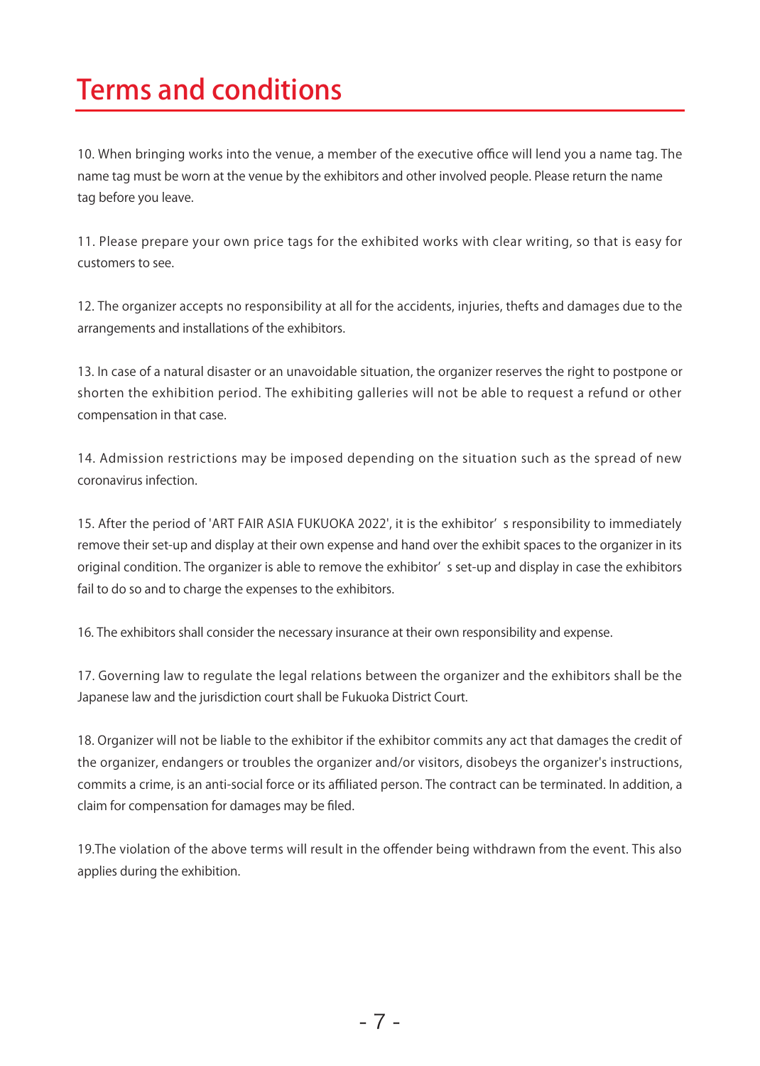# Terms and conditions

10. When bringing works into the venue, a member of the executive office will lend you a name tag. The name tag must be worn at the venue by the exhibitors and other involved people. Please return the name tag before you leave.

11. Please prepare your own price tags for the exhibited works with clear writing, so that is easy for customers to see.

12. The organizer accepts no responsibility at all for the accidents, injuries, thefts and damages due to the arrangements and installations of the exhibitors.

13. In case of a natural disaster or an unavoidable situation, the organizer reserves the right to postpone or shorten the exhibition period. The exhibiting galleries will not be able to request a refund or other compensation in that case.

14. Admission restrictions may be imposed depending on the situation such as the spread of new coronavirus infection.

15. After the period of 'ART FAIR ASIA FUKUOKA 2022', it is the exhibitor's responsibility to immediately remove their set-up and display at their own expense and hand over the exhibit spaces to the organizer in its original condition. The organizer is able to remove the exhibitor's set-up and display in case the exhibitors fail to do so and to charge the expenses to the exhibitors.

16. The exhibitors shall consider the necessary insurance at their own responsibility and expense.

17. Governing law to regulate the legal relations between the organizer and the exhibitors shall be the Japanese law and the jurisdiction court shall be Fukuoka District Court.

18. Organizer will not be liable to the exhibitor if the exhibitor commits any act that damages the credit of the organizer, endangers or troubles the organizer and/or visitors, disobeys the organizer's instructions, commits a crime, is an anti-social force or its affiliated person. The contract can be terminated. In addition, a claim for compensation for damages may be filed.

19.The violation of the above terms will result in the offender being withdrawn from the event. This also applies during the exhibition.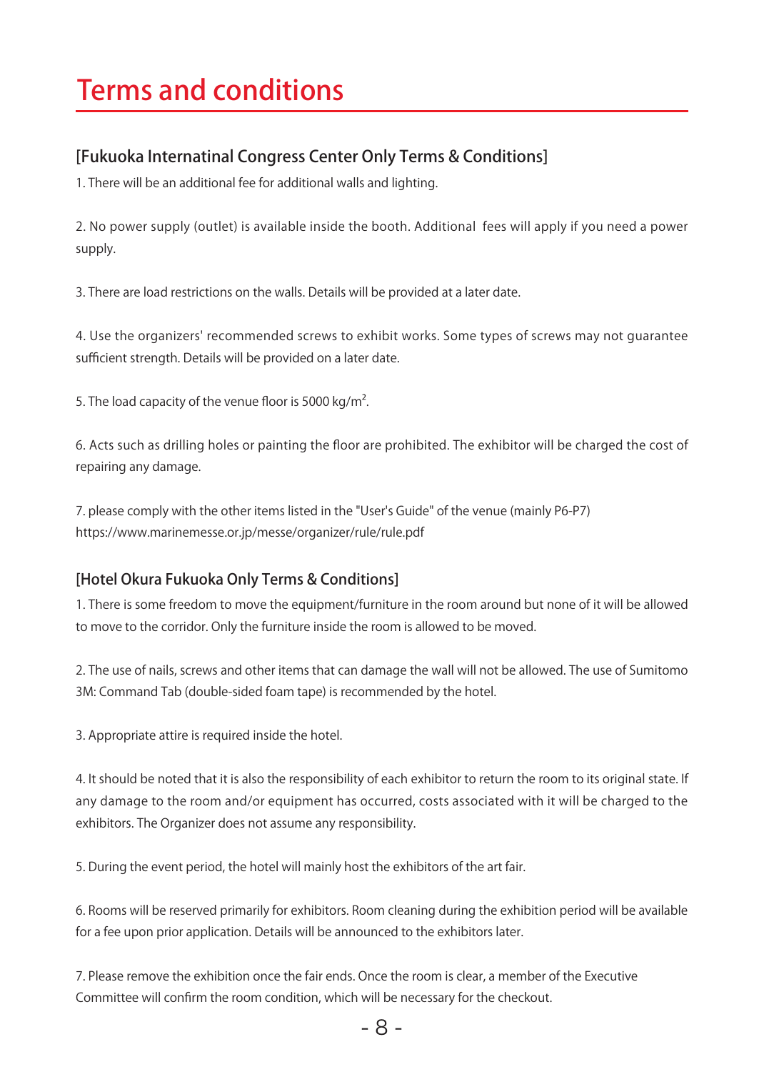# Terms and conditions

## [Fukuoka Internatinal Congress Center Only Terms & Conditions]

1. There will be an additional fee for additional walls and lighting.

2. No power supply (outlet) is available inside the booth. Additional fees will apply if you need a power supply.

3. There are load restrictions on the walls. Details will be provided at a later date.

4. Use the organizers' recommended screws to exhibit works. Some types of screws may not guarantee sufficient strength. Details will be provided on a later date.

5. The load capacity of the venue floor is 5000 kg/$m^2$.

6. Acts such as drilling holes or painting the floor are prohibited. The exhibitor will be charged the cost of repairing any damage.

7. please comply with the other items listed in the "User's Guide" of the venue (mainly P6-P7)
https://www.marinemesse.or.jp/messe/organizer/rule/rule.pdf

## [Hotel Okura Fukuoka Only Terms & Conditions]

1. There is some freedom to move the equipment/furniture in the room around but none of it will be allowed to move to the corridor. Only the furniture inside the room is allowed to be moved.

2. The use of nails, screws and other items that can damage the wall will not be allowed. The use of Sumitomo 3M: Command Tab (double-sided foam tape) is recommended by the hotel.

3. Appropriate attire is required inside the hotel.

4. It should be noted that it is also the responsibility of each exhibitor to return the room to its original state. If any damage to the room and/or equipment has occurred, costs associated with it will be charged to the exhibitors. The Organizer does not assume any responsibility.

5. During the event period, the hotel will mainly host the exhibitors of the art fair.

6. Rooms will be reserved primarily for exhibitors. Room cleaning during the exhibition period will be available for a fee upon prior application. Details will be announced to the exhibitors later.

7. Please remove the exhibition once the fair ends. Once the room is clear, a member of the Executive Committee will confirm the room condition, which will be necessary for the checkout.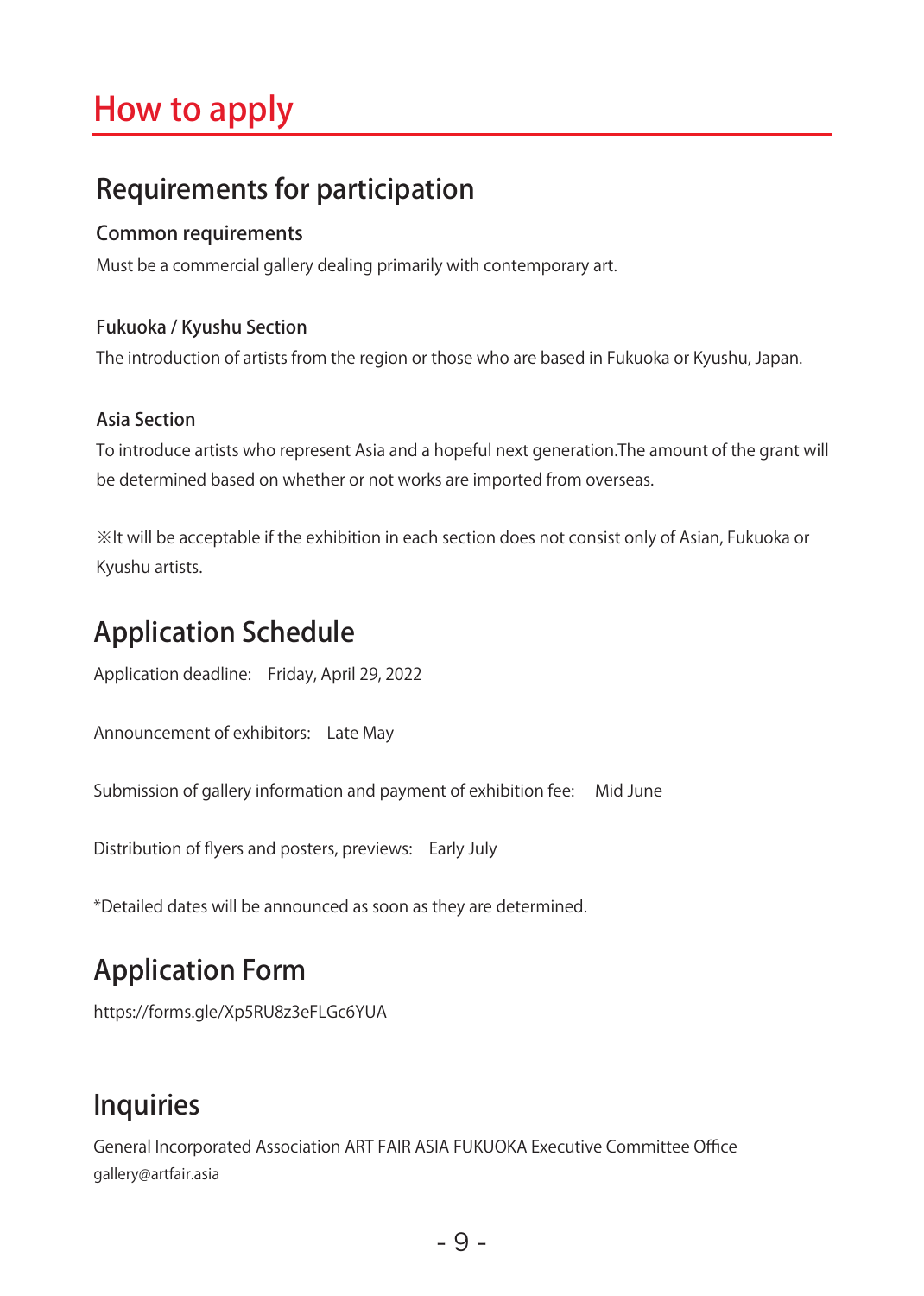# How to apply

## Requirements for participation

### Common requirements

Must be a commercial gallery dealing primarily with contemporary art.

### Fukuoka / Kyushu Section

The introduction of artists from the region or those who are based in Fukuoka or Kyushu, Japan.

### Asia Section

To introduce artists who represent Asia and a hopeful next generation.The amount of the grant will be determined based on whether or not works are imported from overseas.

※It will be acceptable if the exhibition in each section does not consist only of Asian, Fukuoka or Kyushu artists.

## Application Schedule

Application deadline: Friday, April 29, 2022

Announcement of exhibitors: Late May

Submission of gallery information and payment of exhibition fee: Mid June

Distribution of flyers and posters, previews: Early July

*Detailed dates will be announced as soon as they are determined.

## Application Form

https://forms.gle/Xp5RU8z3eFLGc6YUA

## Inquiries

General Incorporated Association ART FAIR ASIA FUKUOKA Executive Committee Office
gallery@artfair.asia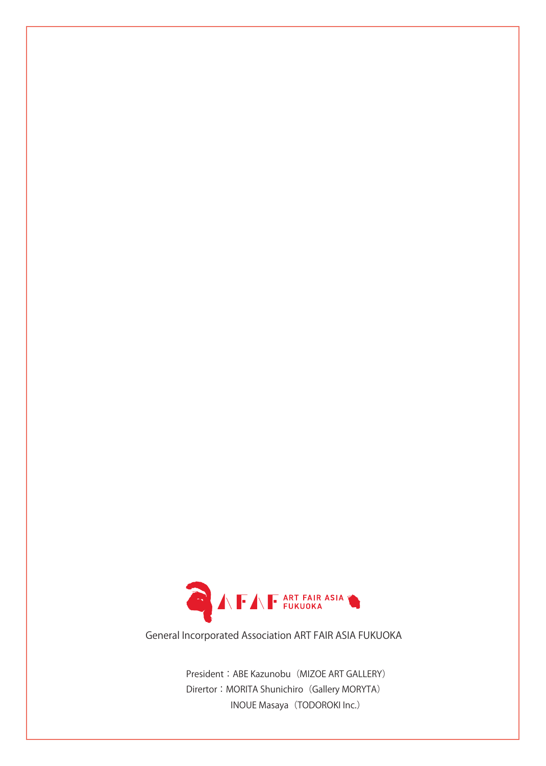ART FAIR ASIA FUKUOKA

General Incorporated Association ART FAIR ASIA FUKUOKA

President：ABE Kazunobu（MIZOE ART GALLERY）
Dirertor：MORITA Shunichiro（Gallery MORYTA）
INOUE Masaya（TODOROKI Inc.）